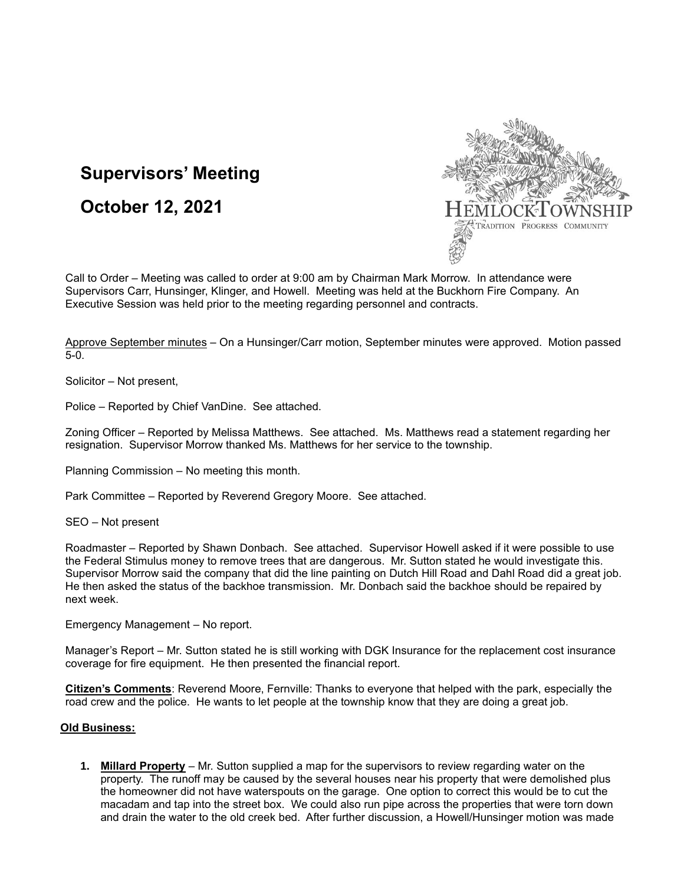# Supervisors' Meeting

# October 12, 2021

Call to Order – Meeting was called to order at 9:00 am by Chairman Mark Morrow. In attendance were Supervisors Carr, Hunsinger, Klinger, and Howell. Meeting was held at the Buckhorn Fire Company. An Executive Session was held prior to the meeting regarding personnel and contracts.

Approve September minutes – On a Hunsinger/Carr motion, September minutes were approved. Motion passed 5-0.

Solicitor – Not present,

Police – Reported by Chief VanDine. See attached.

Zoning Officer – Reported by Melissa Matthews. See attached. Ms. Matthews read a statement regarding her resignation. Supervisor Morrow thanked Ms. Matthews for her service to the township.

Planning Commission – No meeting this month.

Park Committee – Reported by Reverend Gregory Moore. See attached.

SEO – Not present

Roadmaster – Reported by Shawn Donbach. See attached. Supervisor Howell asked if it were possible to use the Federal Stimulus money to remove trees that are dangerous. Mr. Sutton stated he would investigate this. Supervisor Morrow said the company that did the line painting on Dutch Hill Road and Dahl Road did a great job. He then asked the status of the backhoe transmission. Mr. Donbach said the backhoe should be repaired by next week.

Emergency Management – No report.

Manager's Report – Mr. Sutton stated he is still working with DGK Insurance for the replacement cost insurance coverage for fire equipment. He then presented the financial report.

**Citizen's Comments**: Reverend Moore, Fernville: Thanks to everyone that helped with the park, especially the road crew and the police. He wants to let people at the township know that they are doing a great job.

**Old Business:**

1. **Millard Property** – Mr. Sutton supplied a map for the supervisors to review regarding water on the property. The runoff may be caused by the several houses near his property that were demolished plus the homeowner did not have waterspouts on the garage. One option to correct this would be to cut the macadam and tap into the street box. We could also run pipe across the properties that were torn down and drain the water to the old creek bed. After further discussion, a Howell/Hunsinger motion was made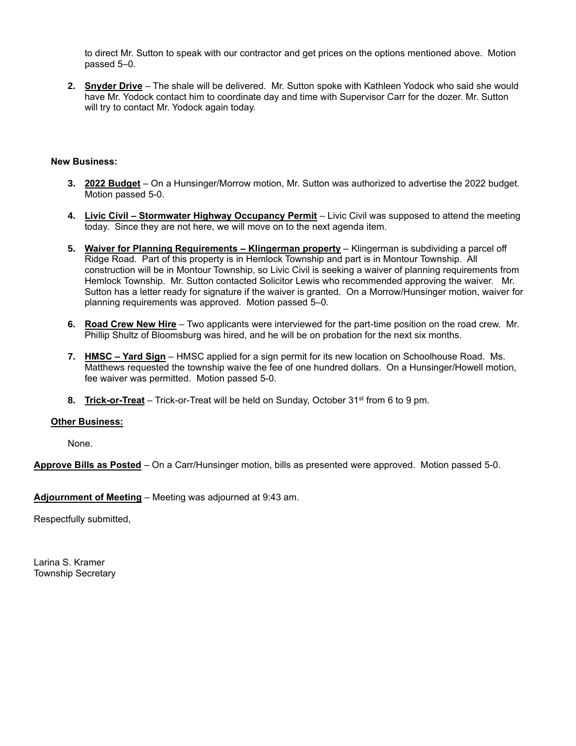to direct Mr. Sutton to speak with our contractor and get prices on the options mentioned above. Motion passed 5–0.

2. **Snyder Drive** – The shale will be delivered. Mr. Sutton spoke with Kathleen Yodock who said she would have Mr. Yodock contact him to coordinate day and time with Supervisor Carr for the dozer. Mr. Sutton will try to contact Mr. Yodock again today.

**New Business:**

3. **2022 Budget** – On a Hunsinger/Morrow motion, Mr. Sutton was authorized to advertise the 2022 budget. Motion passed 5-0.

4. **Livic Civil – Stormwater Highway Occupancy Permit** – Livic Civil was supposed to attend the meeting today. Since they are not here, we will move on to the next agenda item.

5. **Waiver for Planning Requirements – Klingerman property** – Klingerman is subdividing a parcel off Ridge Road. Part of this property is in Hemlock Township and part is in Montour Township. All construction will be in Montour Township, so Livic Civil is seeking a waiver of planning requirements from Hemlock Township. Mr. Sutton contacted Solicitor Lewis who recommended approving the waiver. Mr. Sutton has a letter ready for signature if the waiver is granted. On a Morrow/Hunsinger motion, waiver for planning requirements was approved. Motion passed 5–0.

6. **Road Crew New Hire** – Two applicants were interviewed for the part-time position on the road crew. Mr. Phillip Shultz of Bloomsburg was hired, and he will be on probation for the next six months.

7. **HMSC – Yard Sign** – HMSC applied for a sign permit for its new location on Schoolhouse Road. Ms. Matthews requested the township waive the fee of one hundred dollars. On a Hunsinger/Howell motion, fee waiver was permitted. Motion passed 5-0.

8. **Trick-or-Treat** – Trick-or-Treat will be held on Sunday, October 31st from 6 to 9 pm.

**Other Business:**

None.

**Approve Bills as Posted** – On a Carr/Hunsinger motion, bills as presented were approved. Motion passed 5-0.

**Adjournment of Meeting** – Meeting was adjourned at 9:43 am.

Respectfully submitted,

Larina S. Kramer
Township Secretary